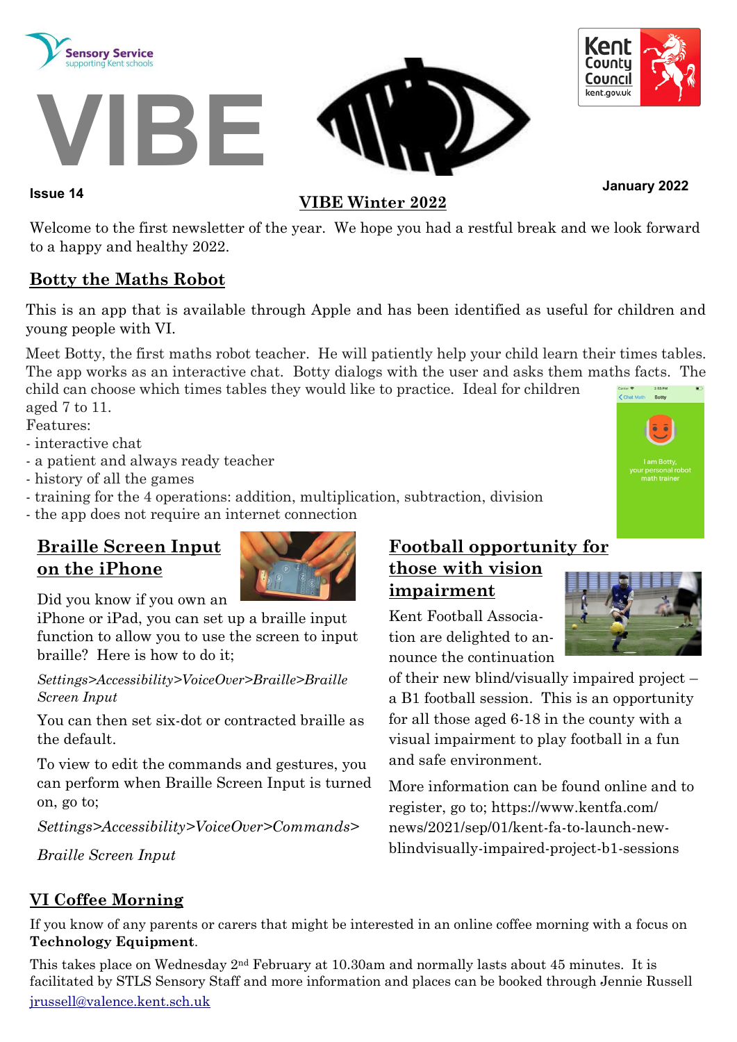Sensory Service
supporting Kent schools

# VIBE

Kent County Council
kent.gov.uk

**Issue 14**

**January 2022**

## VIBE Winter 2022

Welcome to the first newsletter of the year. We hope you had a restful break and we look forward to a happy and healthy 2022.

## Botty the Maths Robot

This is an app that is available through Apple and has been identified as useful for children and young people with VI.

Meet Botty, the first maths robot teacher. He will patiently help your child learn their times tables. The app works as an interactive chat. Botty dialogs with the user and asks them maths facts. The child can choose which times tables they would like to practice. Ideal for children aged 7 to 11.

Features:

- interactive chat
- a patient and always ready teacher
- history of all the games
- training for the 4 operations: addition, multiplication, subtraction, division
- the app does not require an internet connection

## Braille Screen Input on the iPhone

Did you know if you own an iPhone or iPad, you can set up a braille input function to allow you to use the screen to input braille? Here is how to do it;

*Settings>Accessibility>VoiceOver>Braille>Braille Screen Input*

You can then set six-dot or contracted braille as the default.

To view to edit the commands and gestures, you can perform when Braille Screen Input is turned on, go to;

*Settings>Accessibility>VoiceOver>Commands>*

*Braille Screen Input*

## Football opportunity for those with vision impairment

Kent Football Association are delighted to announce the continuation of their new blind/visually impaired project – a B1 football session. This is an opportunity for all those aged 6-18 in the county with a visual impairment to play football in a fun and safe environment.

More information can be found online and to register, go to; https://www.kentfa.com/news/2021/sep/01/kent-fa-to-launch-new-blindvisually-impaired-project-b1-sessions

## VI Coffee Morning

If you know of any parents or carers that might be interested in an online coffee morning with a focus on **Technology Equipment**.

This takes place on Wednesday 2nd February at 10.30am and normally lasts about 45 minutes. It is facilitated by STLS Sensory Staff and more information and places can be booked through Jennie Russell jrussell@valence.kent.sch.uk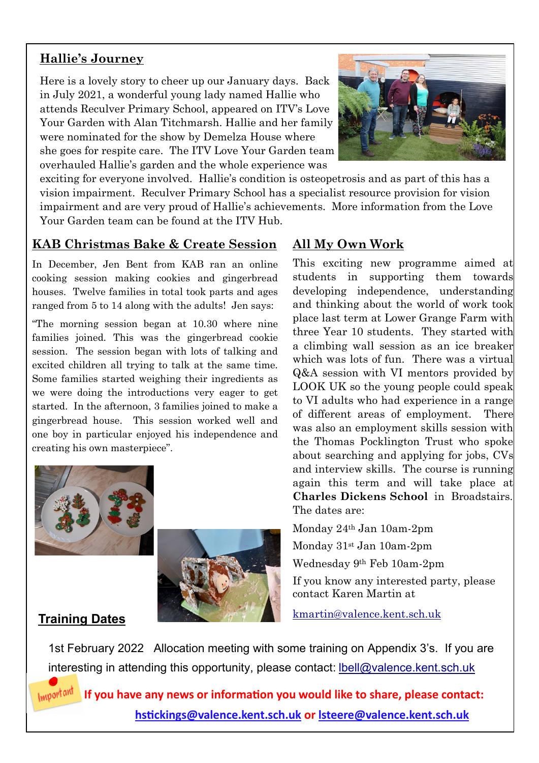## Hallie's Journey

Here is a lovely story to cheer up our January days. Back in July 2021, a wonderful young lady named Hallie who attends Reculver Primary School, appeared on ITV's Love Your Garden with Alan Titchmarsh. Hallie and her family were nominated for the show by Demelza House where she goes for respite care. The ITV Love Your Garden team overhauled Hallie's garden and the whole experience was exciting for everyone involved. Hallie's condition is osteopetrosis and as part of this has a vision impairment. Reculver Primary School has a specialist resource provision for vision impairment and are very proud of Hallie's achievements. More information from the Love Your Garden team can be found at the ITV Hub.

## KAB Christmas Bake & Create Session

In December, Jen Bent from KAB ran an online cooking session making cookies and gingerbread houses. Twelve families in total took parts and ages ranged from 5 to 14 along with the adults! Jen says:

"The morning session began at 10.30 where nine families joined. This was the gingerbread cookie session. The session began with lots of talking and excited children all trying to talk at the same time. Some families started weighing their ingredients as we were doing the introductions very eager to get started. In the afternoon, 3 families joined to make a gingerbread house. This session worked well and one boy in particular enjoyed his independence and creating his own masterpiece".

## All My Own Work

This exciting new programme aimed at students in supporting them towards developing independence, understanding and thinking about the world of work took place last term at Lower Grange Farm with three Year 10 students. They started with a climbing wall session as an ice breaker which was lots of fun. There was a virtual Q&A session with VI mentors provided by LOOK UK so the young people could speak to VI adults who had experience in a range of different areas of employment. There was also an employment skills session with the Thomas Pocklington Trust who spoke about searching and applying for jobs, CVs and interview skills. The course is running again this term and will take place at **Charles Dickens School** in Broadstairs. The dates are:

Monday 24th Jan 10am-2pm

Monday 31st Jan 10am-2pm

Wednesday 9th Feb 10am-2pm

If you know any interested party, please contact Karen Martin at

kmartin@valence.kent.sch.uk

## Training Dates

1st February 2022 Allocation meeting with some training on Appendix 3's. If you are interesting in attending this opportunity, please contact: lbell@valence.kent.sch.uk

Important

**If you have any news or information you would like to share, please contact: hstickings@valence.kent.sch.uk or lsteere@valence.kent.sch.uk**